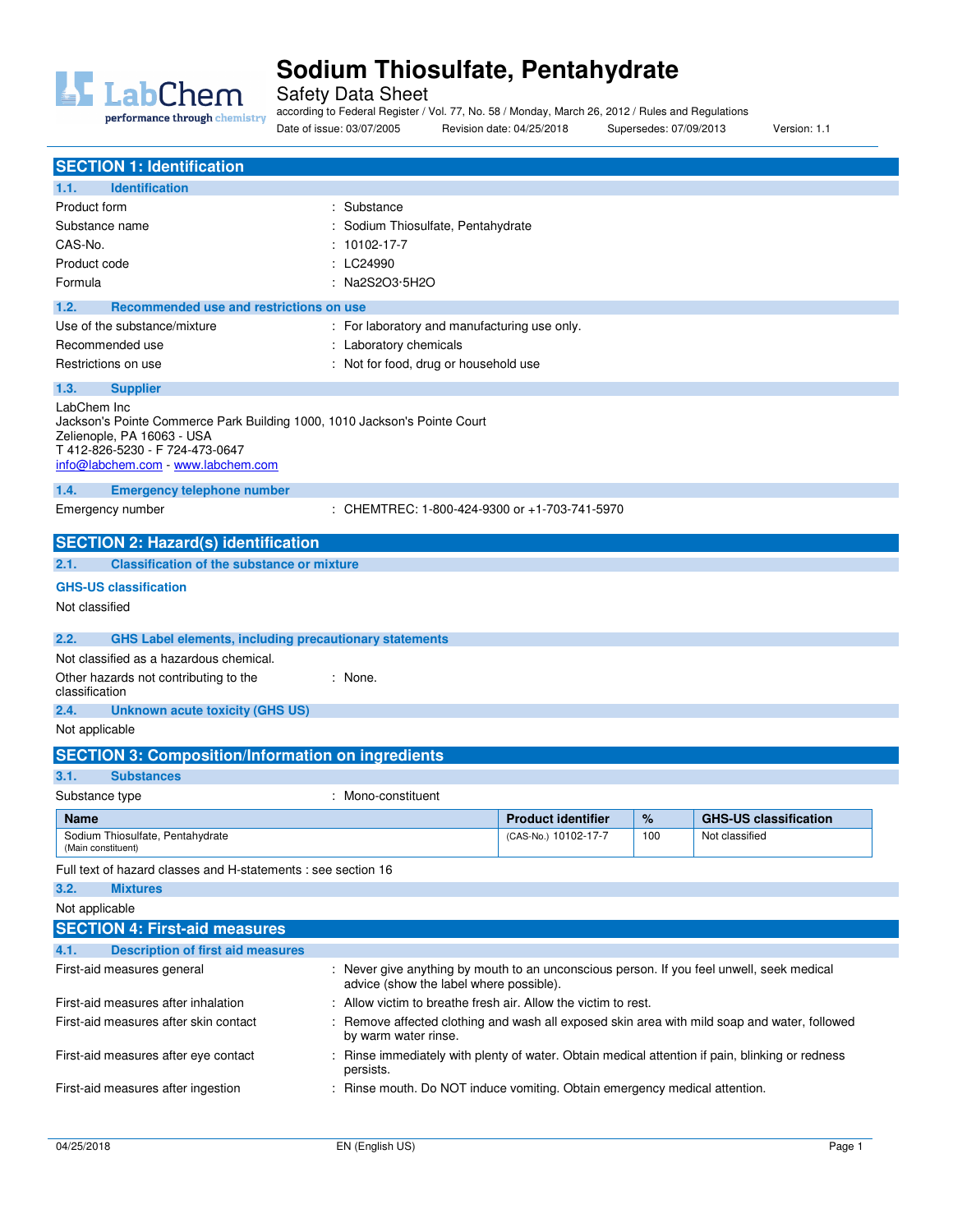# Sodium Thiosulfate, Pentahydrate

Safety Data Sheet

according to Federal Register / Vol. 77, No. 58 / Monday, March 26, 2012 / Rules and Regulations

Date of issue: 03/07/2005 Revision date: 04/25/2018 Supersedes: 07/09/2013 Version: 1.1

## SECTION 1: Identification

### 1.1. Identification

Product form : Substance

Substance name : Sodium Thiosulfate, Pentahydrate

CAS-No. : 10102-17-7

Product code : LC24990

Formula : $Na_2S_2O_3 \cdot 5H_2O$

### 1.2. Recommended use and restrictions on use

Use of the substance/mixture : For laboratory and manufacturing use only.

Recommended use : Laboratory chemicals

Restrictions on use : Not for food, drug or household use

### 1.3. Supplier

LabChem Inc
Jackson's Pointe Commerce Park Building 1000, 1010 Jackson's Pointe Court
Zelienople, PA 16063 - USA
T 412-826-5230 - F 724-473-0647
info@labchem.com - www.labchem.com

### 1.4. Emergency telephone number

Emergency number : CHEMTREC: 1-800-424-9300 or +1-703-741-5970

## SECTION 2: Hazard(s) identification

### 2.1. Classification of the substance or mixture

**GHS-US classification**

Not classified

### 2.2. GHS Label elements, including precautionary statements

Not classified as a hazardous chemical.

Other hazards not contributing to the classification : None.

### 2.4. Unknown acute toxicity (GHS US)

Not applicable

## SECTION 3: Composition/Information on ingredients

### 3.1. Substances

Substance type : Mono-constituent

| Name | Product identifier | % | GHS-US classification |
|---|---|---|---|
| Sodium Thiosulfate, Pentahydrate (Main constituent) | (CAS-No.) 10102-17-7 | 100 | Not classified |

Full text of hazard classes and H-statements : see section 16

### 3.2. Mixtures

Not applicable

## SECTION 4: First-aid measures

### 4.1. Description of first aid measures

First-aid measures general : Never give anything by mouth to an unconscious person. If you feel unwell, seek medical advice (show the label where possible).

First-aid measures after inhalation : Allow victim to breathe fresh air. Allow the victim to rest.

First-aid measures after skin contact : Remove affected clothing and wash all exposed skin area with mild soap and water, followed by warm water rinse.

First-aid measures after eye contact : Rinse immediately with plenty of water. Obtain medical attention if pain, blinking or redness persists.

First-aid measures after ingestion : Rinse mouth. Do NOT induce vomiting. Obtain emergency medical attention.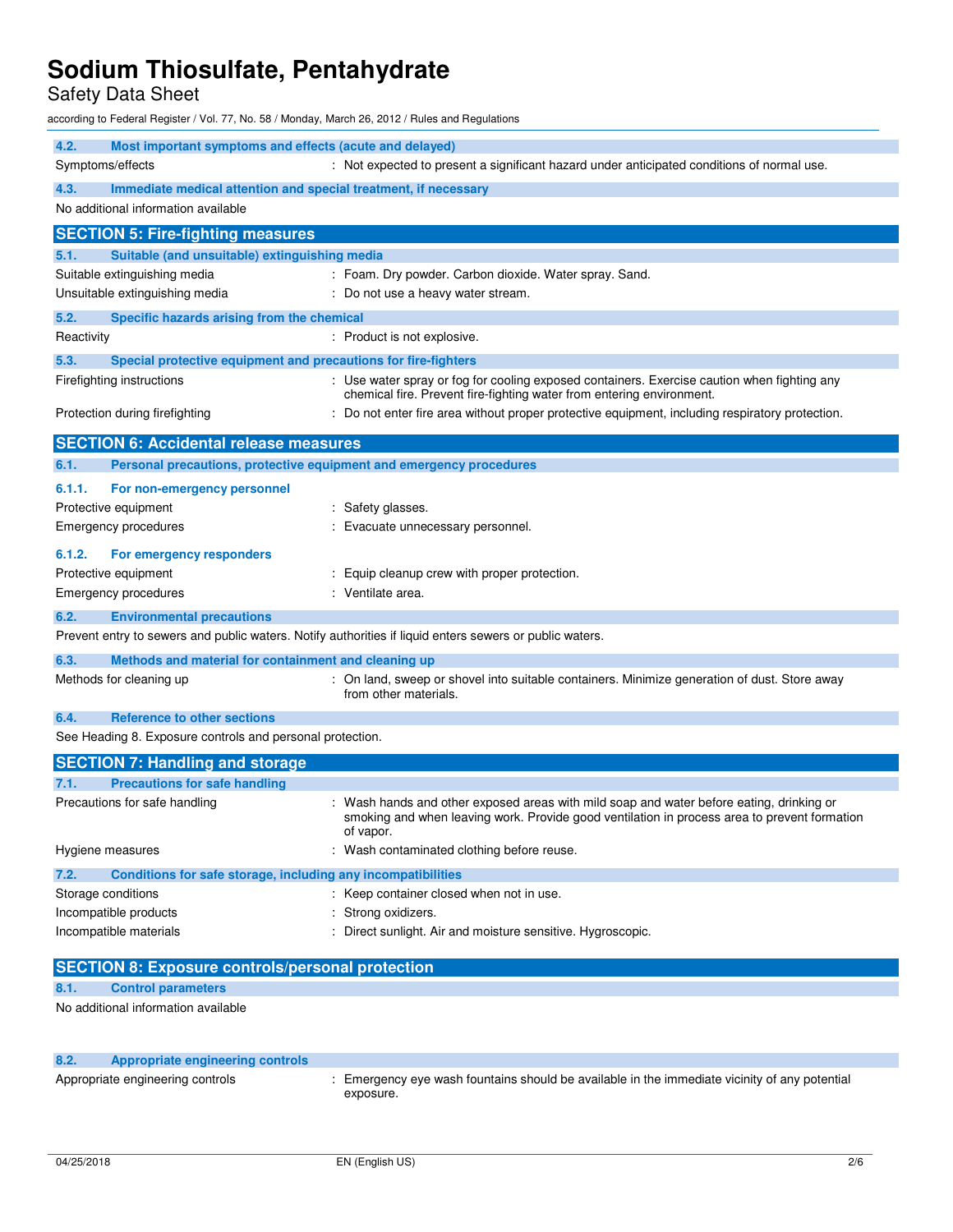### 4.2. Most important symptoms and effects (acute and delayed)

| | |
|---|---|
| Symptoms/effects | : Not expected to present a significant hazard under anticipated conditions of normal use. |

### 4.3. Immediate medical attention and special treatment, if necessary

No additional information available

## SECTION 5: Fire-fighting measures

### 5.1. Suitable (and unsuitable) extinguishing media

| | |
|---|---|
| Suitable extinguishing media | : Foam. Dry powder. Carbon dioxide. Water spray. Sand. |
| Unsuitable extinguishing media | : Do not use a heavy water stream. |

### 5.2. Specific hazards arising from the chemical

| | |
|---|---|
| Reactivity | : Product is not explosive. |

### 5.3. Special protective equipment and precautions for fire-fighters

| | |
|---|---|
| Firefighting instructions | : Use water spray or fog for cooling exposed containers. Exercise caution when fighting any chemical fire. Prevent fire-fighting water from entering environment. |
| Protection during firefighting | : Do not enter fire area without proper protective equipment, including respiratory protection. |

## SECTION 6: Accidental release measures

### 6.1. Personal precautions, protective equipment and emergency procedures

#### 6.1.1. For non-emergency personnel

| | |
|---|---|
| Protective equipment | : Safety glasses. |
| Emergency procedures | : Evacuate unnecessary personnel. |

#### 6.1.2. For emergency responders

| | |
|---|---|
| Protective equipment | : Equip cleanup crew with proper protection. |
| Emergency procedures | : Ventilate area. |

### 6.2. Environmental precautions

Prevent entry to sewers and public waters. Notify authorities if liquid enters sewers or public waters.

### 6.3. Methods and material for containment and cleaning up

| | |
|---|---|
| Methods for cleaning up | : On land, sweep or shovel into suitable containers. Minimize generation of dust. Store away from other materials. |

### 6.4. Reference to other sections

See Heading 8. Exposure controls and personal protection.

## SECTION 7: Handling and storage

### 7.1. Precautions for safe handling

| | |
|---|---|
| Precautions for safe handling | : Wash hands and other exposed areas with mild soap and water before eating, drinking or smoking and when leaving work. Provide good ventilation in process area to prevent formation of vapor. |
| Hygiene measures | : Wash contaminated clothing before reuse. |

### 7.2. Conditions for safe storage, including any incompatibilities

| | |
|---|---|
| Storage conditions | : Keep container closed when not in use. |
| Incompatible products | : Strong oxidizers. |
| Incompatible materials | : Direct sunlight. Air and moisture sensitive. Hygroscopic. |

## SECTION 8: Exposure controls/personal protection

### 8.1. Control parameters

No additional information available

### 8.2. Appropriate engineering controls

| | |
|---|---|
| Appropriate engineering controls | : Emergency eye wash fountains should be available in the immediate vicinity of any potential exposure. |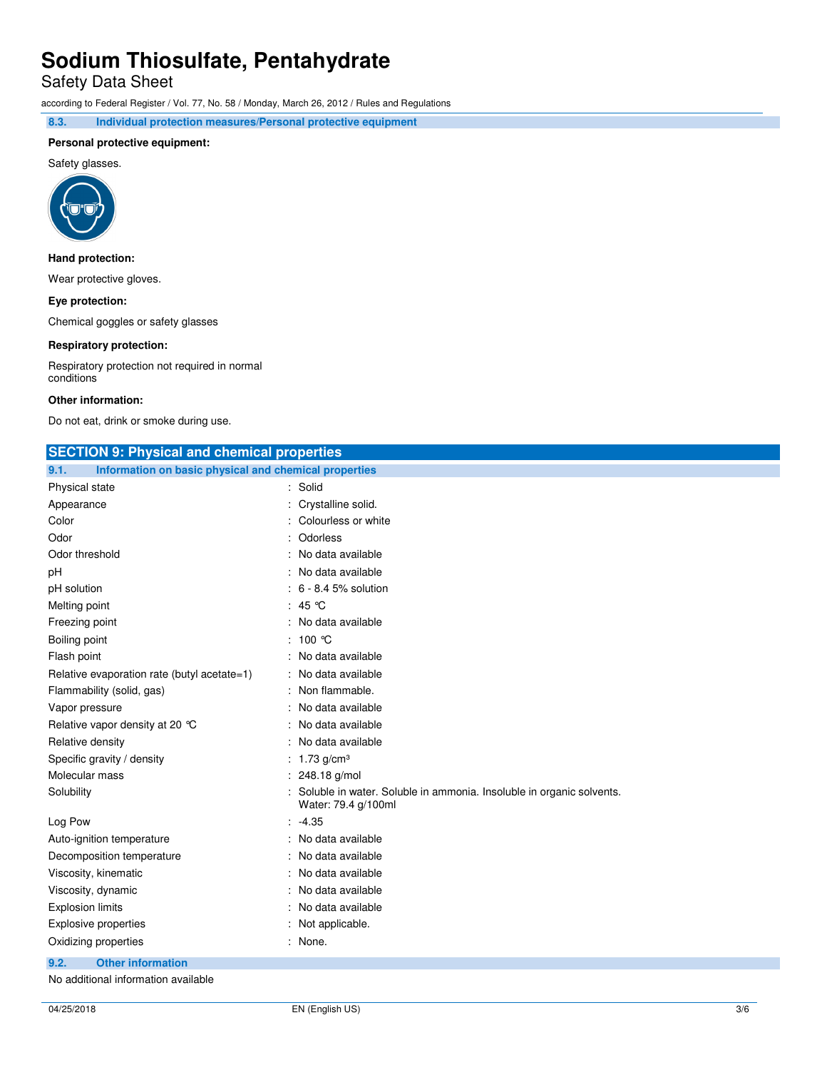### 8.3. Individual protection measures/Personal protective equipment

**Personal protective equipment:**

Safety glasses.

**Hand protection:**

Wear protective gloves.

**Eye protection:**

Chemical goggles or safety glasses

**Respiratory protection:**

Respiratory protection not required in normal conditions

**Other information:**

Do not eat, drink or smoke during use.

## SECTION 9: Physical and chemical properties

### 9.1. Information on basic physical and chemical properties

| Property | Value |
|---|---|
| Physical state | Solid |
| Appearance | Crystalline solid. |
| Color | Colourless or white |
| Odor | Odorless |
| Odor threshold | No data available |
| pH | No data available |
| pH solution | 6 - 8.4 5% solution |
| Melting point | 45 °C |
| Freezing point | No data available |
| Boiling point | 100 °C |
| Flash point | No data available |
| Relative evaporation rate (butyl acetate=1) | No data available |
| Flammability (solid, gas) | Non flammable. |
| Vapor pressure | No data available |
| Relative vapor density at 20 °C | No data available |
| Relative density | No data available |
| Specific gravity / density | 1.73 g/cm³ |
| Molecular mass | 248.18 g/mol |
| Solubility | Soluble in water. Soluble in ammonia. Insoluble in organic solvents. Water: 79.4 g/100ml |
| Log Pow | -4.35 |
| Auto-ignition temperature | No data available |
| Decomposition temperature | No data available |
| Viscosity, kinematic | No data available |
| Viscosity, dynamic | No data available |
| Explosion limits | No data available |
| Explosive properties | Not applicable. |
| Oxidizing properties | None. |

### 9.2. Other information

No additional information available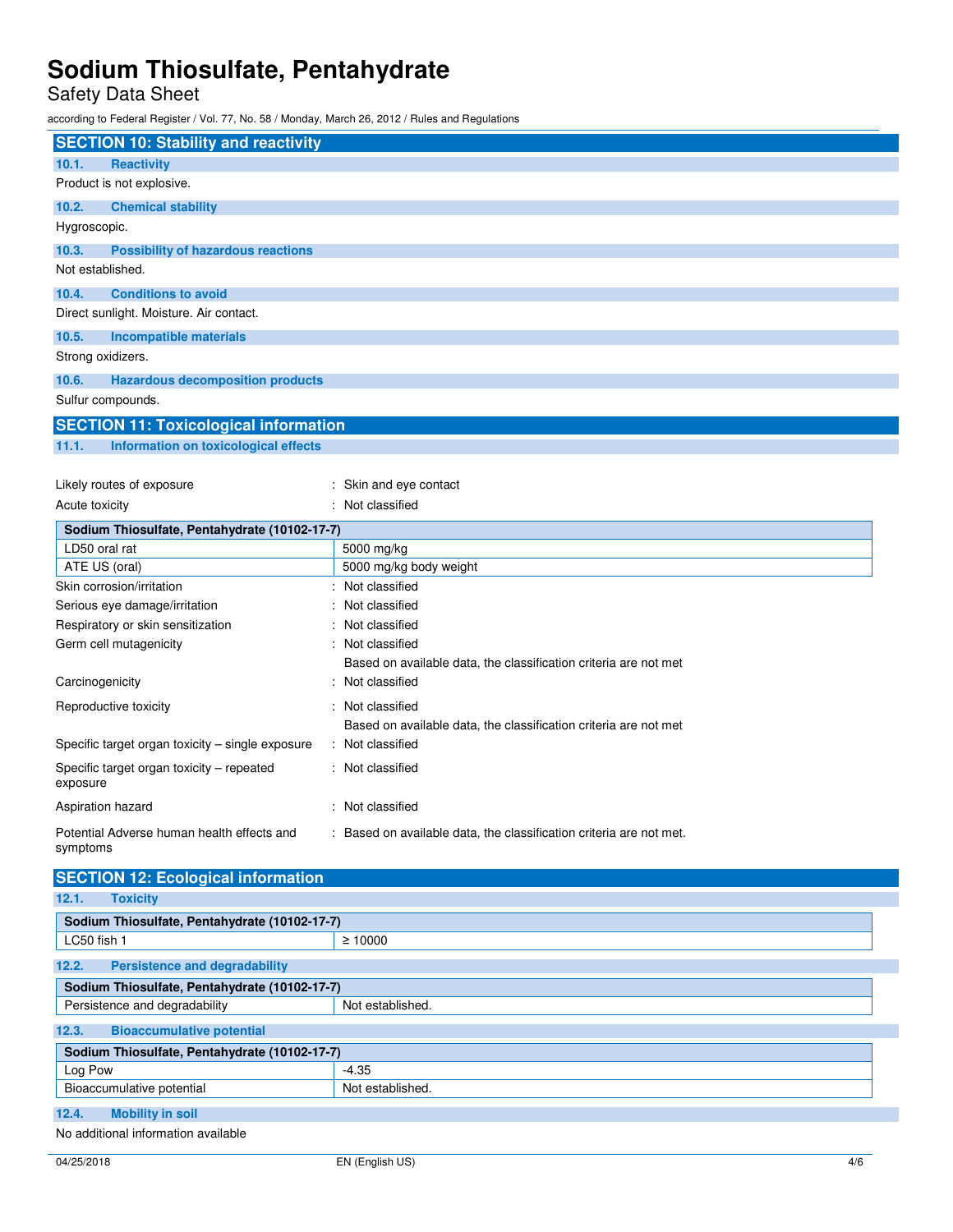## SECTION 10: Stability and reactivity

### 10.1. Reactivity

Product is not explosive.

### 10.2. Chemical stability

Hygroscopic.

### 10.3. Possibility of hazardous reactions

Not established.

### 10.4. Conditions to avoid

Direct sunlight. Moisture. Air contact.

### 10.5. Incompatible materials

Strong oxidizers.

### 10.6. Hazardous decomposition products

Sulfur compounds.

## SECTION 11: Toxicological information

### 11.1. Information on toxicological effects

Likely routes of exposure : Skin and eye contact

Acute toxicity : Not classified

| Sodium Thiosulfate, Pentahydrate (10102-17-7) | |
|---|---|
| LD50 oral rat | 5000 mg/kg |
| ATE US (oral) | 5000 mg/kg body weight |

Skin corrosion/irritation : Not classified

Serious eye damage/irritation : Not classified

Respiratory or skin sensitization : Not classified

Germ cell mutagenicity : Not classified
Based on available data, the classification criteria are not met

Carcinogenicity : Not classified

Reproductive toxicity : Not classified
Based on available data, the classification criteria are not met

Specific target organ toxicity – single exposure : Not classified

Specific target organ toxicity – repeated exposure : Not classified

Aspiration hazard : Not classified

Potential Adverse human health effects and symptoms : Based on available data, the classification criteria are not met.

## SECTION 12: Ecological information

### 12.1. Toxicity

| Sodium Thiosulfate, Pentahydrate (10102-17-7) | |
|---|---|
| LC50 fish 1 | ≥ 10000 |

### 12.2. Persistence and degradability

| Sodium Thiosulfate, Pentahydrate (10102-17-7) | |
|---|---|
| Persistence and degradability | Not established. |

### 12.3. Bioaccumulative potential

| Sodium Thiosulfate, Pentahydrate (10102-17-7) | |
|---|---|
| Log Pow | -4.35 |
| Bioaccumulative potential | Not established. |

### 12.4. Mobility in soil

No additional information available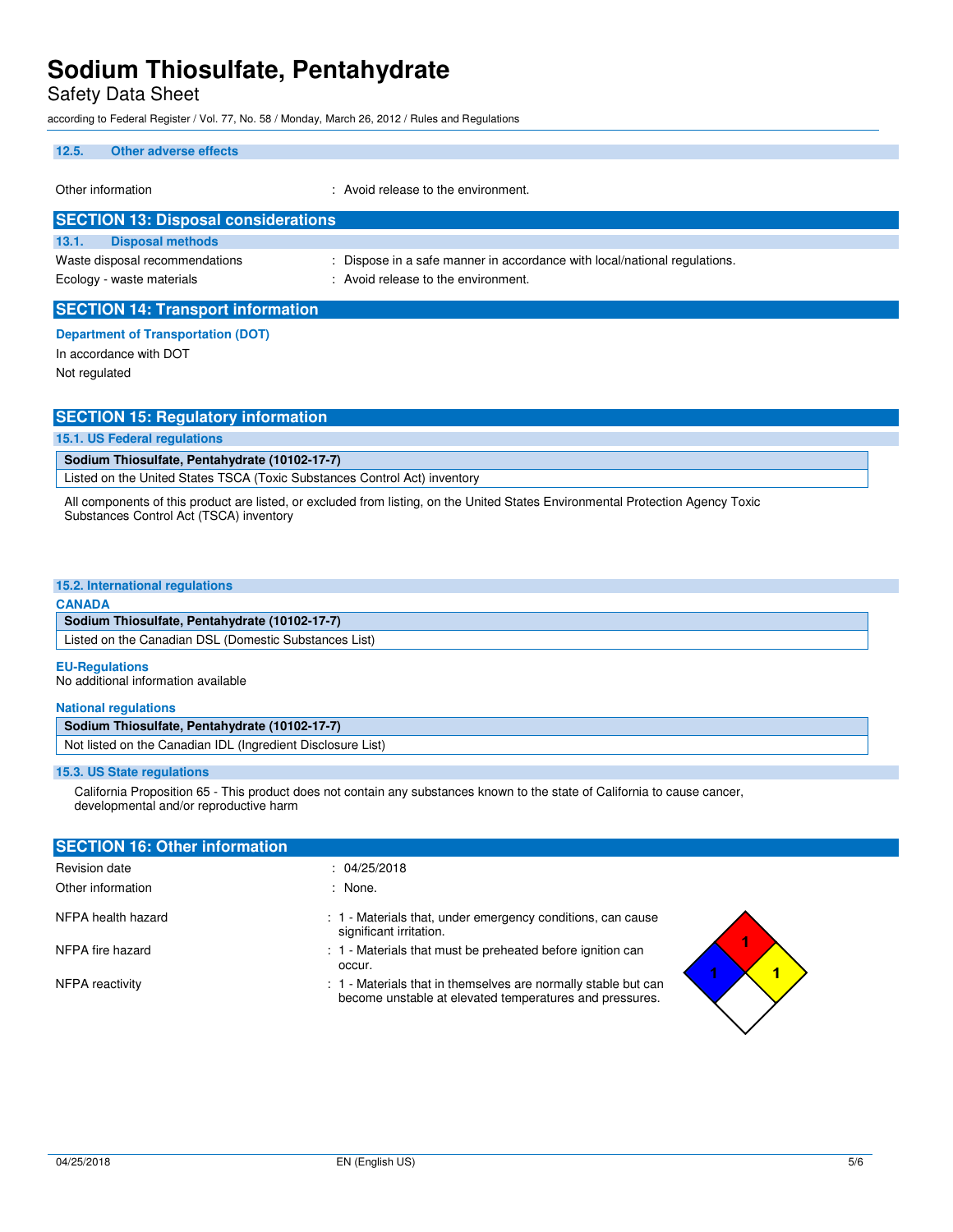#### 12.5. Other adverse effects

Other information : Avoid release to the environment.

## SECTION 13: Disposal considerations

#### 13.1. Disposal methods

Waste disposal recommendations : Dispose in a safe manner in accordance with local/national regulations.

Ecology - waste materials : Avoid release to the environment.

## SECTION 14: Transport information

**Department of Transportation (DOT)**

In accordance with DOT

Not regulated

## SECTION 15: Regulatory information

#### 15.1. US Federal regulations

| Sodium Thiosulfate, Pentahydrate (10102-17-7) |
|---|
| Listed on the United States TSCA (Toxic Substances Control Act) inventory |

All components of this product are listed, or excluded from listing, on the United States Environmental Protection Agency Toxic Substances Control Act (TSCA) inventory

#### 15.2. International regulations

**CANADA**

| Sodium Thiosulfate, Pentahydrate (10102-17-7) |
|---|
| Listed on the Canadian DSL (Domestic Substances List) |

**EU-Regulations**

No additional information available

**National regulations**

| Sodium Thiosulfate, Pentahydrate (10102-17-7) |
|---|
| Not listed on the Canadian IDL (Ingredient Disclosure List) |

#### 15.3. US State regulations

California Proposition 65 - This product does not contain any substances known to the state of California to cause cancer, developmental and/or reproductive harm

## SECTION 16: Other information

Revision date : 04/25/2018

Other information : None.

NFPA health hazard : 1 - Materials that, under emergency conditions, can cause significant irritation.

NFPA fire hazard : 1 - Materials that must be preheated before ignition can occur.

NFPA reactivity : 1 - Materials that in themselves are normally stable but can become unstable at elevated temperatures and pressures.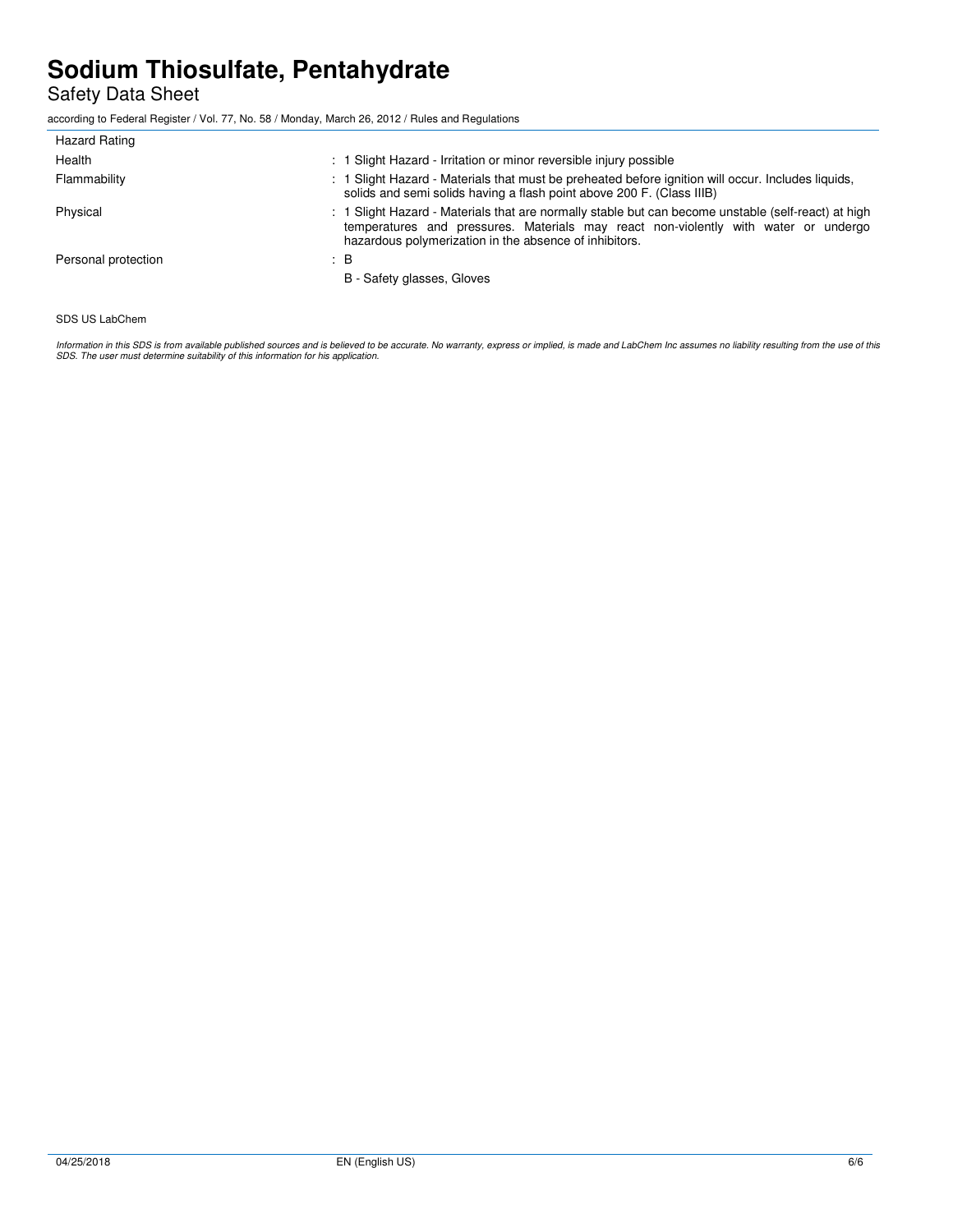| | |
|---|---|
| Hazard Rating | |
| Health | : 1 Slight Hazard - Irritation or minor reversible injury possible |
| Flammability | : 1 Slight Hazard - Materials that must be preheated before ignition will occur. Includes liquids, solids and semi solids having a flash point above 200 F. (Class IIIB) |
| Physical | : 1 Slight Hazard - Materials that are normally stable but can become unstable (self-react) at high temperatures and pressures. Materials may react non-violently with water or undergo hazardous polymerization in the absence of inhibitors. |
| Personal protection | : B<br>B - Safety glasses, Gloves |

SDS US LabChem

*Information in this SDS is from available published sources and is believed to be accurate. No warranty, express or implied, is made and LabChem Inc assumes no liability resulting from the use of this SDS. The user must determine suitability of this information for his application.*